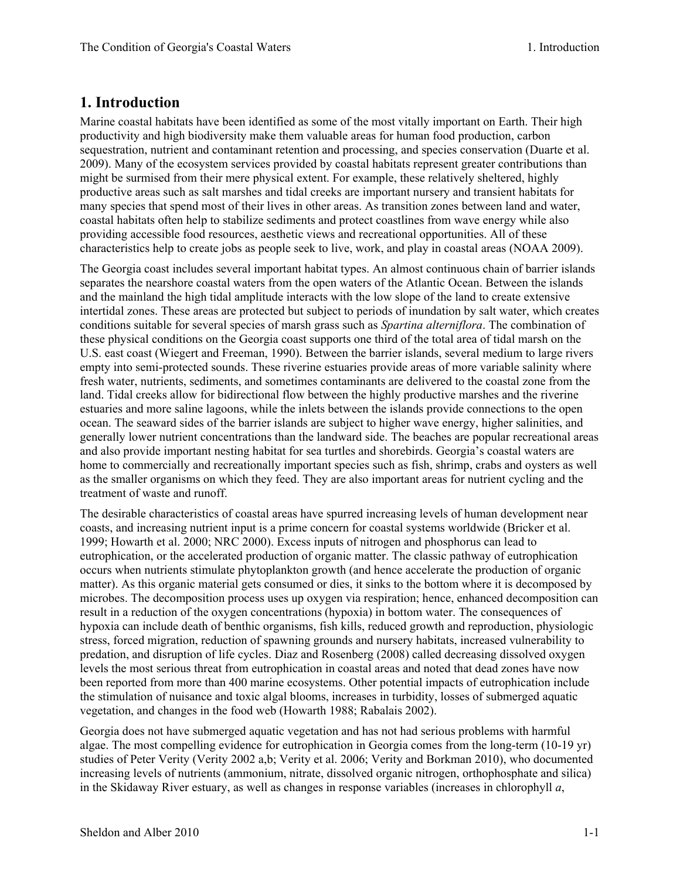# 1. Introduction

Marine coastal habitats have been identified as some of the most vitally important on Earth. Their high productivity and high biodiversity make them valuable areas for human food production, carbon sequestration, nutrient and contaminant retention and processing, and species conservation (Duarte et al. 2009). Many of the ecosystem services provided by coastal habitats represent greater contributions than might be surmised from their mere physical extent. For example, these relatively sheltered, highly productive areas such as salt marshes and tidal creeks are important nursery and transient habitats for many species that spend most of their lives in other areas. As transition zones between land and water, coastal habitats often help to stabilize sediments and protect coastlines from wave energy while also providing accessible food resources, aesthetic views and recreational opportunities. All of these characteristics help to create jobs as people seek to live, work, and play in coastal areas (NOAA 2009).

The Georgia coast includes several important habitat types. An almost continuous chain of barrier islands separates the nearshore coastal waters from the open waters of the Atlantic Ocean. Between the islands and the mainland the high tidal amplitude interacts with the low slope of the land to create extensive intertidal zones. These areas are protected but subject to periods of inundation by salt water, which creates conditions suitable for several species of marsh grass such as *Spartina alterniflora*. The combination of these physical conditions on the Georgia coast supports one third of the total area of tidal marsh on the U.S. east coast (Wiegert and Freeman, 1990). Between the barrier islands, several medium to large rivers empty into semi-protected sounds. These riverine estuaries provide areas of more variable salinity where fresh water, nutrients, sediments, and sometimes contaminants are delivered to the coastal zone from the land. Tidal creeks allow for bidirectional flow between the highly productive marshes and the riverine estuaries and more saline lagoons, while the inlets between the islands provide connections to the open ocean. The seaward sides of the barrier islands are subject to higher wave energy, higher salinities, and generally lower nutrient concentrations than the landward side. The beaches are popular recreational areas and also provide important nesting habitat for sea turtles and shorebirds. Georgia's coastal waters are home to commercially and recreationally important species such as fish, shrimp, crabs and oysters as well as the smaller organisms on which they feed. They are also important areas for nutrient cycling and the treatment of waste and runoff.

The desirable characteristics of coastal areas have spurred increasing levels of human development near coasts, and increasing nutrient input is a prime concern for coastal systems worldwide (Bricker et al. 1999; Howarth et al. 2000; NRC 2000). Excess inputs of nitrogen and phosphorus can lead to eutrophication, or the accelerated production of organic matter. The classic pathway of eutrophication occurs when nutrients stimulate phytoplankton growth (and hence accelerate the production of organic matter). As this organic material gets consumed or dies, it sinks to the bottom where it is decomposed by microbes. The decomposition process uses up oxygen via respiration; hence, enhanced decomposition can result in a reduction of the oxygen concentrations (hypoxia) in bottom water. The consequences of hypoxia can include death of benthic organisms, fish kills, reduced growth and reproduction, physiologic stress, forced migration, reduction of spawning grounds and nursery habitats, increased vulnerability to predation, and disruption of life cycles. Diaz and Rosenberg (2008) called decreasing dissolved oxygen levels the most serious threat from eutrophication in coastal areas and noted that dead zones have now been reported from more than 400 marine ecosystems. Other potential impacts of eutrophication include the stimulation of nuisance and toxic algal blooms, increases in turbidity, losses of submerged aquatic vegetation, and changes in the food web (Howarth 1988; Rabalais 2002).

Georgia does not have submerged aquatic vegetation and has not had serious problems with harmful algae. The most compelling evidence for eutrophication in Georgia comes from the long-term (10-19 yr) studies of Peter Verity (Verity 2002 a,b; Verity et al. 2006; Verity and Borkman 2010), who documented increasing levels of nutrients (ammonium, nitrate, dissolved organic nitrogen, orthophosphate and silica) in the Skidaway River estuary, as well as changes in response variables (increases in chlorophyll *a*,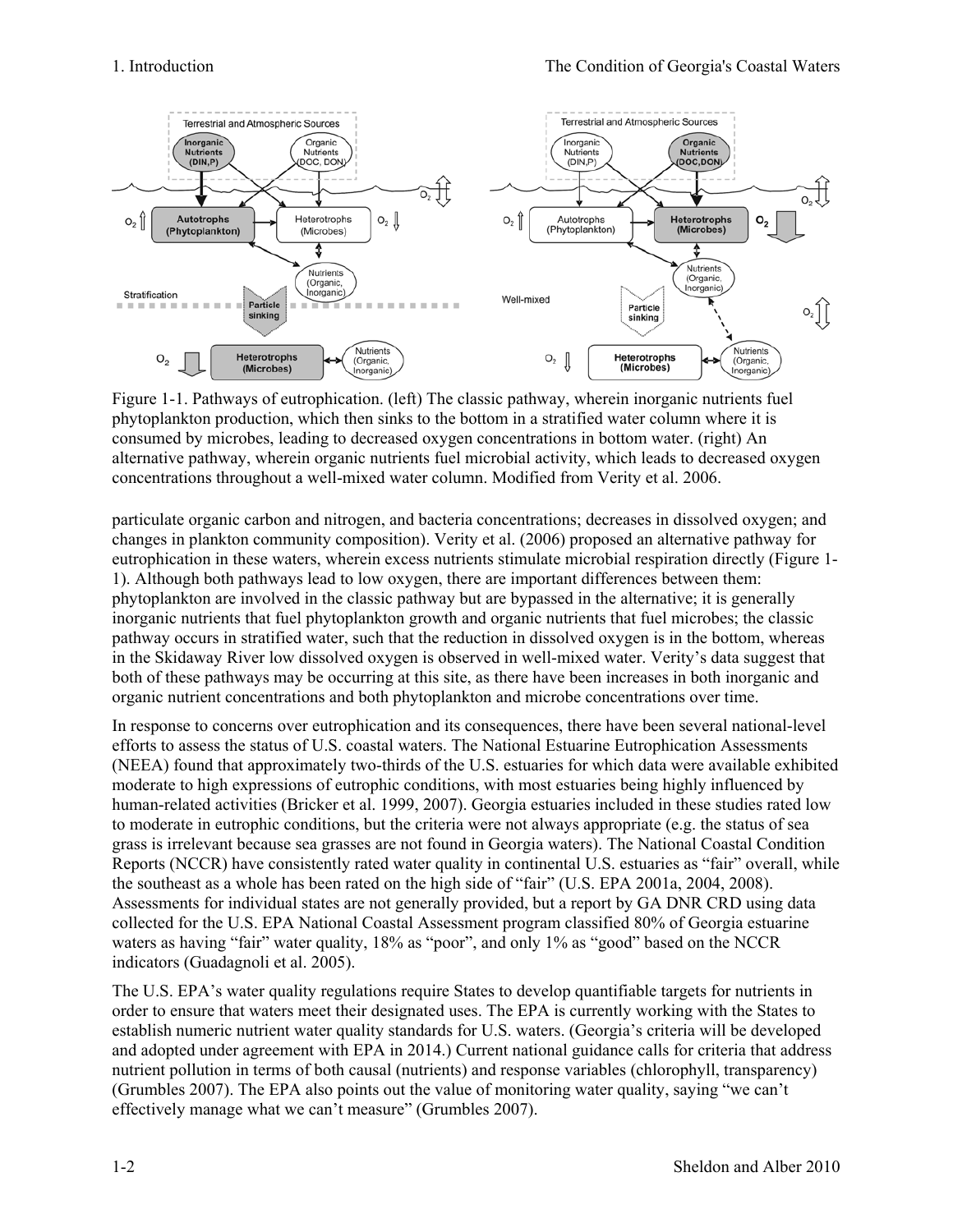Figure 1-1. Pathways of eutrophication. (left) The classic pathway, wherein inorganic nutrients fuel phytoplankton production, which then sinks to the bottom in a stratified water column where it is consumed by microbes, leading to decreased oxygen concentrations in bottom water. (right) An alternative pathway, wherein organic nutrients fuel microbial activity, which leads to decreased oxygen concentrations throughout a well-mixed water column. Modified from Verity et al. 2006.

particulate organic carbon and nitrogen, and bacteria concentrations; decreases in dissolved oxygen; and changes in plankton community composition). Verity et al. (2006) proposed an alternative pathway for eutrophication in these waters, wherein excess nutrients stimulate microbial respiration directly (Figure 1-1). Although both pathways lead to low oxygen, there are important differences between them: phytoplankton are involved in the classic pathway but are bypassed in the alternative; it is generally inorganic nutrients that fuel phytoplankton growth and organic nutrients that fuel microbes; the classic pathway occurs in stratified water, such that the reduction in dissolved oxygen is in the bottom, whereas in the Skidaway River low dissolved oxygen is observed in well-mixed water. Verity's data suggest that both of these pathways may be occurring at this site, as there have been increases in both inorganic and organic nutrient concentrations and both phytoplankton and microbe concentrations over time.

In response to concerns over eutrophication and its consequences, there have been several national-level efforts to assess the status of U.S. coastal waters. The National Estuarine Eutrophication Assessments (NEEA) found that approximately two-thirds of the U.S. estuaries for which data were available exhibited moderate to high expressions of eutrophic conditions, with most estuaries being highly influenced by human-related activities (Bricker et al. 1999, 2007). Georgia estuaries included in these studies rated low to moderate in eutrophic conditions, but the criteria were not always appropriate (e.g. the status of sea grass is irrelevant because sea grasses are not found in Georgia waters). The National Coastal Condition Reports (NCCR) have consistently rated water quality in continental U.S. estuaries as "fair" overall, while the southeast as a whole has been rated on the high side of "fair" (U.S. EPA 2001a, 2004, 2008). Assessments for individual states are not generally provided, but a report by GA DNR CRD using data collected for the U.S. EPA National Coastal Assessment program classified 80% of Georgia estuarine waters as having "fair" water quality, 18% as "poor", and only 1% as "good" based on the NCCR indicators (Guadagnoli et al. 2005).

The U.S. EPA's water quality regulations require States to develop quantifiable targets for nutrients in order to ensure that waters meet their designated uses. The EPA is currently working with the States to establish numeric nutrient water quality standards for U.S. waters. (Georgia's criteria will be developed and adopted under agreement with EPA in 2014.) Current national guidance calls for criteria that address nutrient pollution in terms of both causal (nutrients) and response variables (chlorophyll, transparency) (Grumbles 2007). The EPA also points out the value of monitoring water quality, saying "we can't effectively manage what we can't measure" (Grumbles 2007).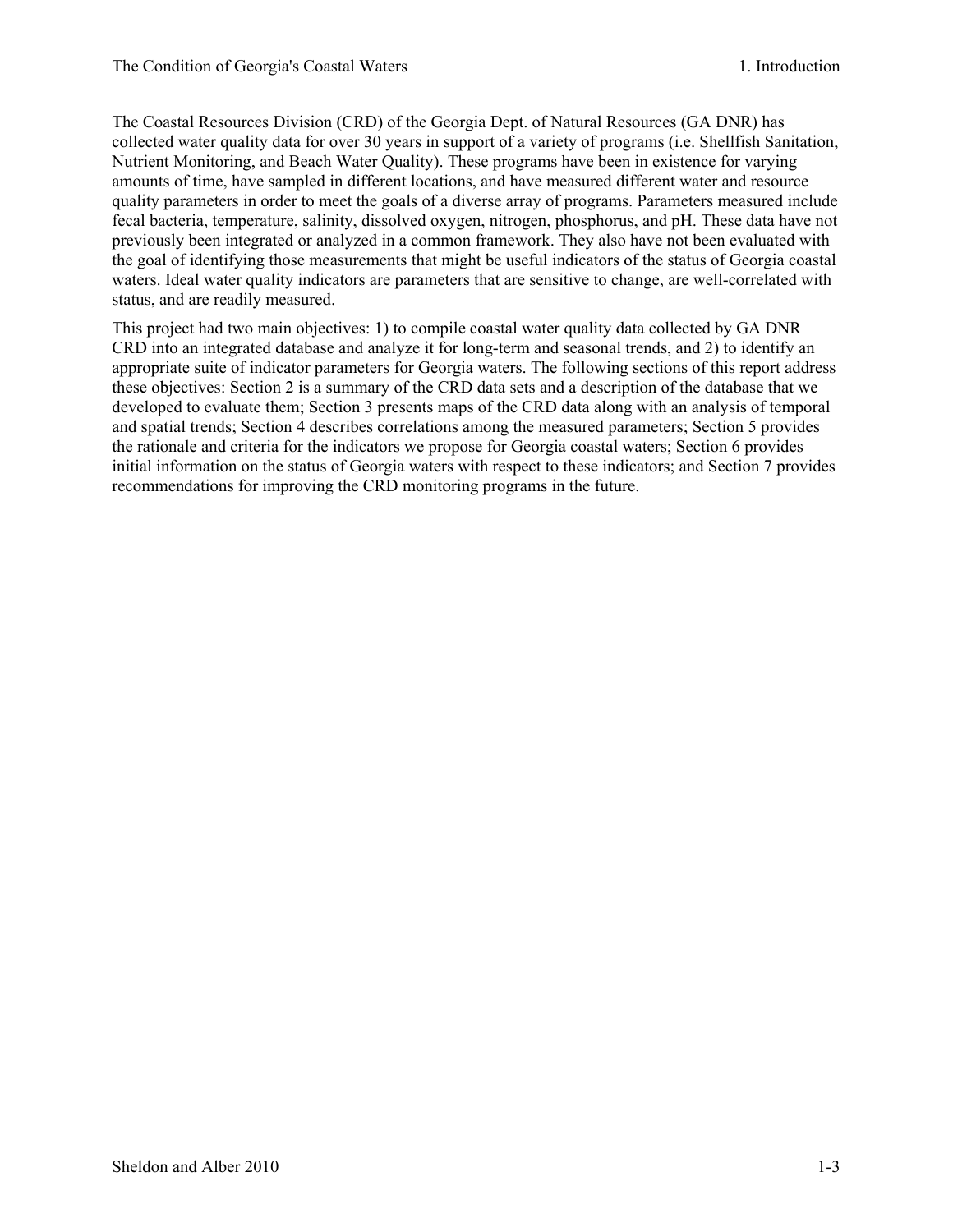The Coastal Resources Division (CRD) of the Georgia Dept. of Natural Resources (GA DNR) has collected water quality data for over 30 years in support of a variety of programs (i.e. Shellfish Sanitation, Nutrient Monitoring, and Beach Water Quality). These programs have been in existence for varying amounts of time, have sampled in different locations, and have measured different water and resource quality parameters in order to meet the goals of a diverse array of programs. Parameters measured include fecal bacteria, temperature, salinity, dissolved oxygen, nitrogen, phosphorus, and pH. These data have not previously been integrated or analyzed in a common framework. They also have not been evaluated with the goal of identifying those measurements that might be useful indicators of the status of Georgia coastal waters. Ideal water quality indicators are parameters that are sensitive to change, are well-correlated with status, and are readily measured.

This project had two main objectives: 1) to compile coastal water quality data collected by GA DNR CRD into an integrated database and analyze it for long-term and seasonal trends, and 2) to identify an appropriate suite of indicator parameters for Georgia waters. The following sections of this report address these objectives: Section 2 is a summary of the CRD data sets and a description of the database that we developed to evaluate them; Section 3 presents maps of the CRD data along with an analysis of temporal and spatial trends; Section 4 describes correlations among the measured parameters; Section 5 provides the rationale and criteria for the indicators we propose for Georgia coastal waters; Section 6 provides initial information on the status of Georgia waters with respect to these indicators; and Section 7 provides recommendations for improving the CRD monitoring programs in the future.